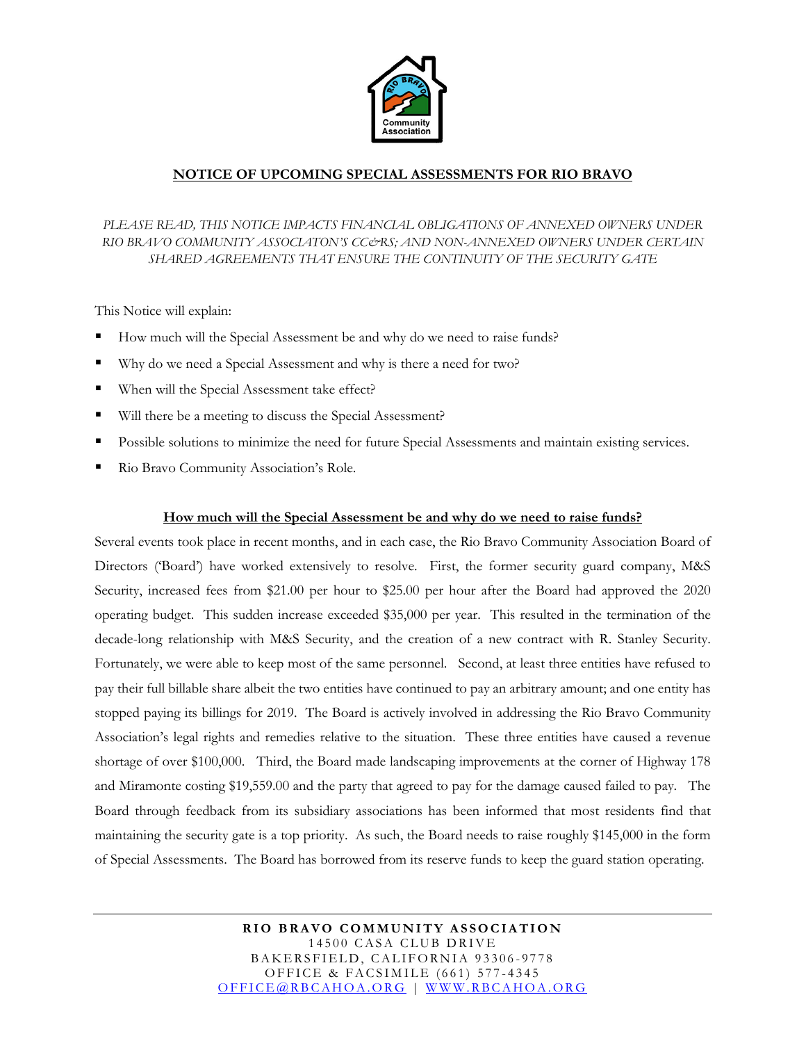# NOTICE OF UPCOMING SPECIAL ASSESSMENTS FOR RIO BRAVO

*PLEASE READ, THIS NOTICE IMPACTS FINANCIAL OBLIGATIONS OF ANNEXED OWNERS UNDER RIO BRAVO COMMUNITY ASSOCIATON'S CC&RS; AND NON-ANNEXED OWNERS UNDER CERTAIN SHARED AGREEMENTS THAT ENSURE THE CONTINUITY OF THE SECURITY GATE*

This Notice will explain:

- How much will the Special Assessment be and why do we need to raise funds?
- Why do we need a Special Assessment and why is there a need for two?
- When will the Special Assessment take effect?
- Will there be a meeting to discuss the Special Assessment?
- Possible solutions to minimize the need for future Special Assessments and maintain existing services.
- Rio Bravo Community Association's Role.

## How much will the Special Assessment be and why do we need to raise funds?

Several events took place in recent months, and in each case, the Rio Bravo Community Association Board of Directors ('Board') have worked extensively to resolve. First, the former security guard company, M&S Security, increased fees from $21.00 per hour to $25.00 per hour after the Board had approved the 2020 operating budget. This sudden increase exceeded $35,000 per year. This resulted in the termination of the decade-long relationship with M&S Security, and the creation of a new contract with R. Stanley Security. Fortunately, we were able to keep most of the same personnel. Second, at least three entities have refused to pay their full billable share albeit the two entities have continued to pay an arbitrary amount; and one entity has stopped paying its billings for 2019. The Board is actively involved in addressing the Rio Bravo Community Association's legal rights and remedies relative to the situation. These three entities have caused a revenue shortage of over $100,000. Third, the Board made landscaping improvements at the corner of Highway 178 and Miramonte costing $19,559.00 and the party that agreed to pay for the damage caused failed to pay. The Board through feedback from its subsidiary associations has been informed that most residents find that maintaining the security gate is a top priority. As such, the Board needs to raise roughly $145,000 in the form of Special Assessments. The Board has borrowed from its reserve funds to keep the guard station operating.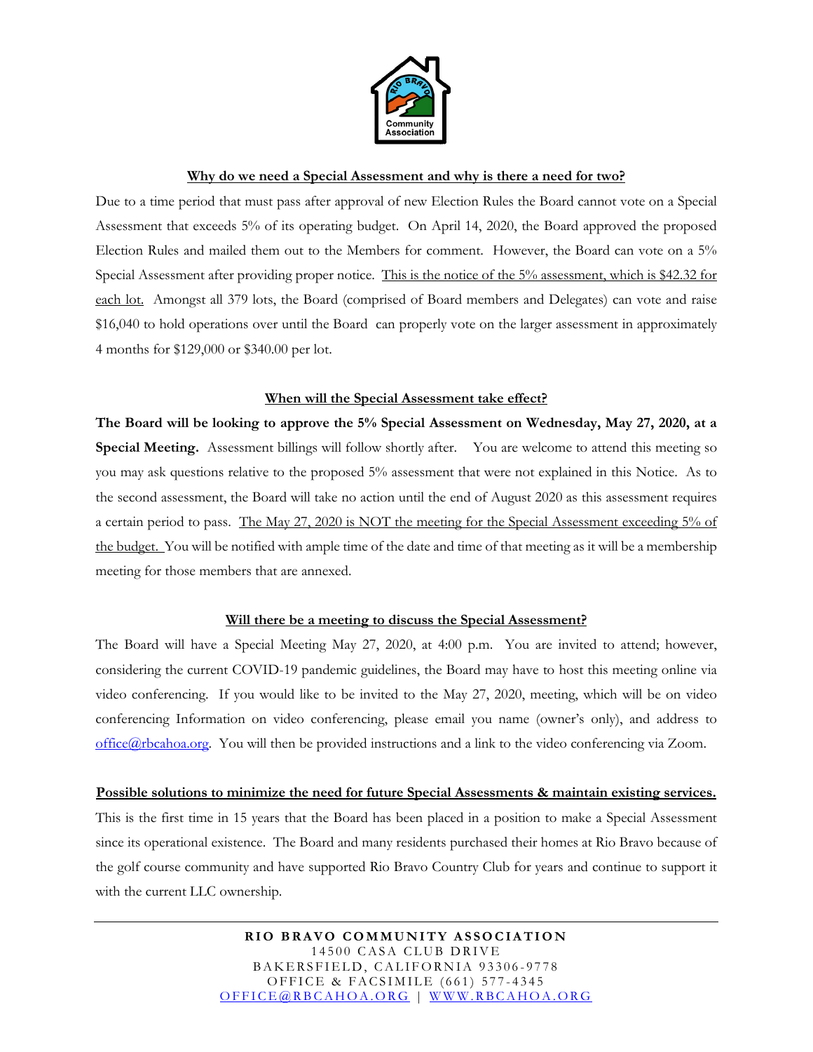**Why do we need a Special Assessment and why is there a need for two?**

Due to a time period that must pass after approval of new Election Rules the Board cannot vote on a Special Assessment that exceeds 5% of its operating budget. On April 14, 2020, the Board approved the proposed Election Rules and mailed them out to the Members for comment. However, the Board can vote on a 5% Special Assessment after providing proper notice. This is the notice of the 5% assessment, which is $42.32 for each lot. Amongst all 379 lots, the Board (comprised of Board members and Delegates) can vote and raise $16,040 to hold operations over until the Board can properly vote on the larger assessment in approximately 4 months for $129,000 or $340.00 per lot.

**When will the Special Assessment take effect?**

**The Board will be looking to approve the 5% Special Assessment on Wednesday, May 27, 2020, at a Special Meeting.** Assessment billings will follow shortly after. You are welcome to attend this meeting so you may ask questions relative to the proposed 5% assessment that were not explained in this Notice. As to the second assessment, the Board will take no action until the end of August 2020 as this assessment requires a certain period to pass. The May 27, 2020 is NOT the meeting for the Special Assessment exceeding 5% of the budget. You will be notified with ample time of the date and time of that meeting as it will be a membership meeting for those members that are annexed.

**Will there be a meeting to discuss the Special Assessment?**

The Board will have a Special Meeting May 27, 2020, at 4:00 p.m. You are invited to attend; however, considering the current COVID-19 pandemic guidelines, the Board may have to host this meeting online via video conferencing. If you would like to be invited to the May 27, 2020, meeting, which will be on video conferencing Information on video conferencing, please email you name (owner's only), and address to office@rbcahoa.org. You will then be provided instructions and a link to the video conferencing via Zoom.

**Possible solutions to minimize the need for future Special Assessments & maintain existing services.**

This is the first time in 15 years that the Board has been placed in a position to make a Special Assessment since its operational existence. The Board and many residents purchased their homes at Rio Bravo because of the golf course community and have supported Rio Bravo Country Club for years and continue to support it with the current LLC ownership.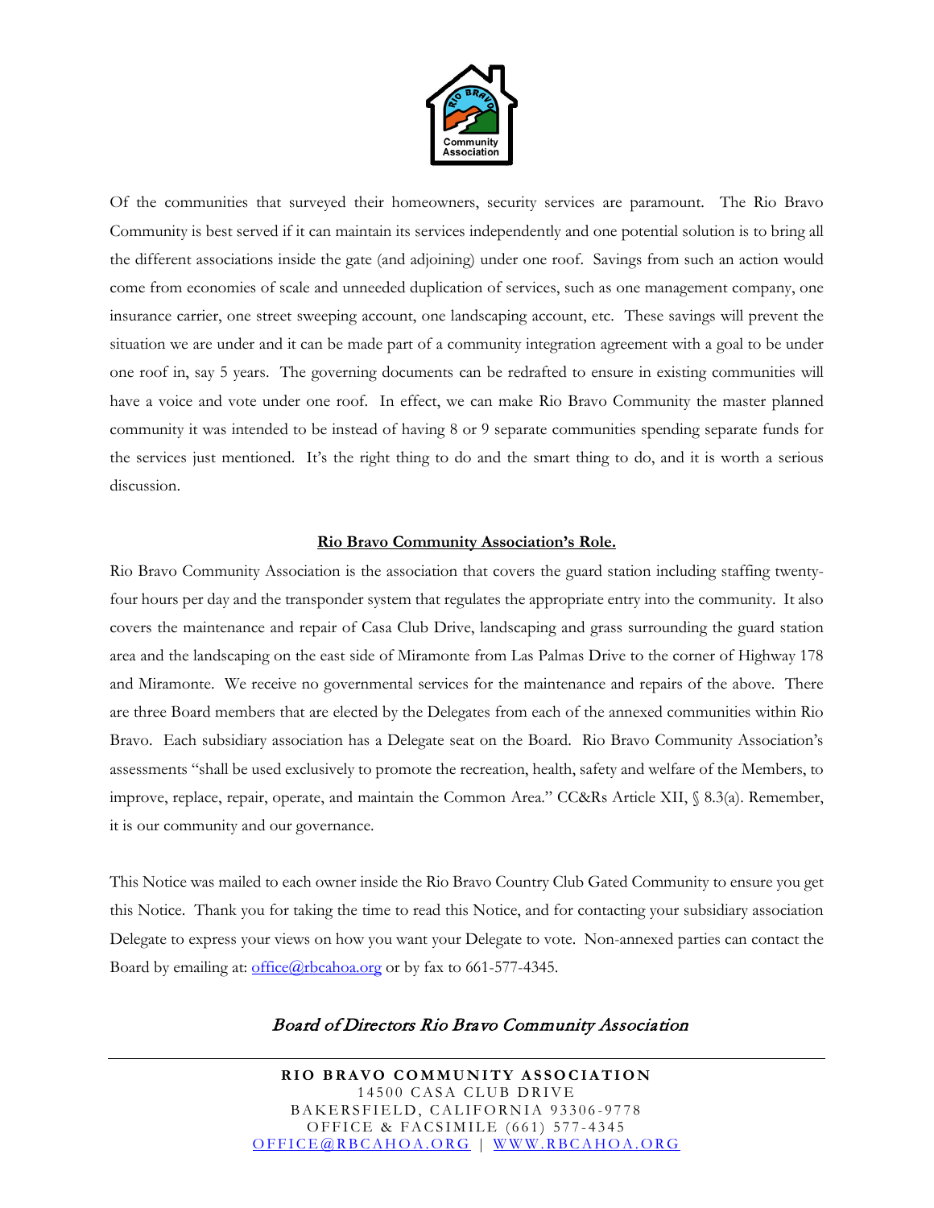Of the communities that surveyed their homeowners, security services are paramount. The Rio Bravo Community is best served if it can maintain its services independently and one potential solution is to bring all the different associations inside the gate (and adjoining) under one roof. Savings from such an action would come from economies of scale and unneeded duplication of services, such as one management company, one insurance carrier, one street sweeping account, one landscaping account, etc. These savings will prevent the situation we are under and it can be made part of a community integration agreement with a goal to be under one roof in, say 5 years. The governing documents can be redrafted to ensure in existing communities will have a voice and vote under one roof. In effect, we can make Rio Bravo Community the master planned community it was intended to be instead of having 8 or 9 separate communities spending separate funds for the services just mentioned. It's the right thing to do and the smart thing to do, and it is worth a serious discussion.

**<u>Rio Bravo Community Association's Role.</u>**

Rio Bravo Community Association is the association that covers the guard station including staffing twenty-four hours per day and the transponder system that regulates the appropriate entry into the community. It also covers the maintenance and repair of Casa Club Drive, landscaping and grass surrounding the guard station area and the landscaping on the east side of Miramonte from Las Palmas Drive to the corner of Highway 178 and Miramonte. We receive no governmental services for the maintenance and repairs of the above. There are three Board members that are elected by the Delegates from each of the annexed communities within Rio Bravo. Each subsidiary association has a Delegate seat on the Board. Rio Bravo Community Association's assessments "shall be used exclusively to promote the recreation, health, safety and welfare of the Members, to improve, replace, repair, operate, and maintain the Common Area." CC&Rs Article XII, § 8.3(a). Remember, it is our community and our governance.

This Notice was mailed to each owner inside the Rio Bravo Country Club Gated Community to ensure you get this Notice. Thank you for taking the time to read this Notice, and for contacting your subsidiary association Delegate to express your views on how you want your Delegate to vote. Non-annexed parties can contact the Board by emailing at: office@rbcahoa.org or by fax to 661-577-4345.

*Board of Directors Rio Bravo Community Association*

---

**RIO BRAVO COMMUNITY ASSOCIATION**
14500 CASA CLUB DRIVE
BAKERSFIELD, CALIFORNIA 93306-9778
OFFICE & FACSIMILE (661) 577-4345
OFFICE@RBCAHOA.ORG | WWW.RBCAHOA.ORG